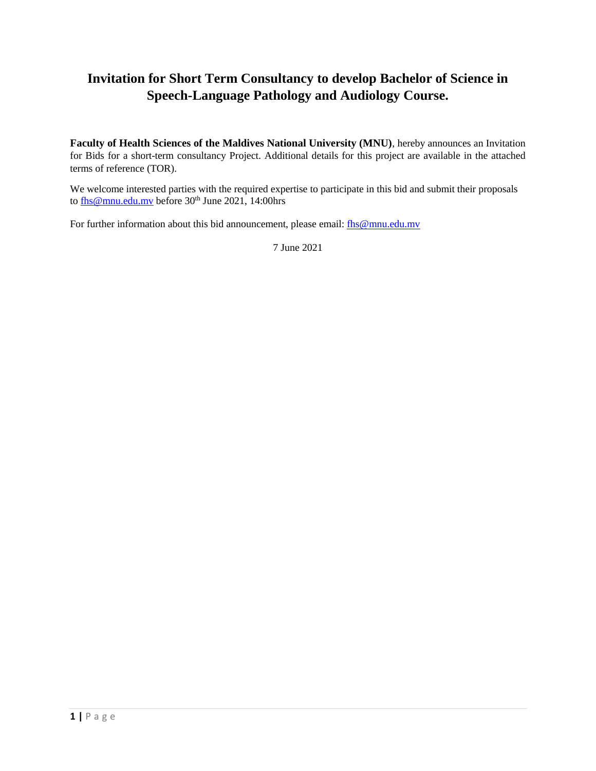# Invitation for Short Term Consultancy to develop Bachelor of Science in Speech-Language Pathology and Audiology Course.

**Faculty of Health Sciences of the Maldives National University (MNU)**, hereby announces an Invitation for Bids for a short-term consultancy Project. Additional details for this project are available in the attached terms of reference (TOR).

We welcome interested parties with the required expertise to participate in this bid and submit their proposals to fhs@mnu.edu.mv before 30th June 2021, 14:00hrs

For further information about this bid announcement, please email: fhs@mnu.edu.mv

7 June 2021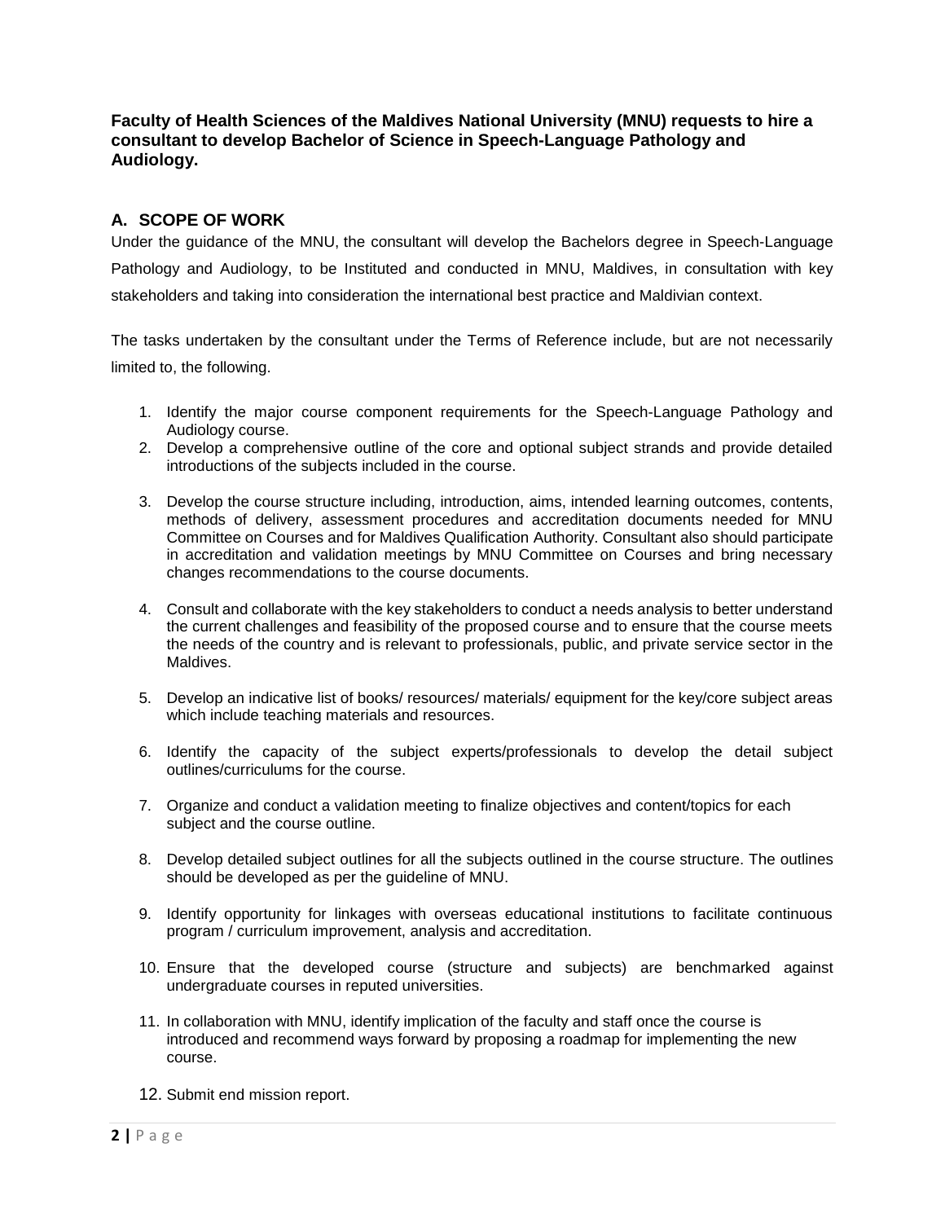**Faculty of Health Sciences of the Maldives National University (MNU) requests to hire a consultant to develop Bachelor of Science in Speech-Language Pathology and Audiology.**

## A. SCOPE OF WORK

Under the guidance of the MNU, the consultant will develop the Bachelors degree in Speech-Language Pathology and Audiology, to be Instituted and conducted in MNU, Maldives, in consultation with key stakeholders and taking into consideration the international best practice and Maldivian context.

The tasks undertaken by the consultant under the Terms of Reference include, but are not necessarily limited to, the following.

1. Identify the major course component requirements for the Speech-Language Pathology and Audiology course.
2. Develop a comprehensive outline of the core and optional subject strands and provide detailed introductions of the subjects included in the course.
3. Develop the course structure including, introduction, aims, intended learning outcomes, contents, methods of delivery, assessment procedures and accreditation documents needed for MNU Committee on Courses and for Maldives Qualification Authority. Consultant also should participate in accreditation and validation meetings by MNU Committee on Courses and bring necessary changes recommendations to the course documents.
4. Consult and collaborate with the key stakeholders to conduct a needs analysis to better understand the current challenges and feasibility of the proposed course and to ensure that the course meets the needs of the country and is relevant to professionals, public, and private service sector in the Maldives.
5. Develop an indicative list of books/ resources/ materials/ equipment for the key/core subject areas which include teaching materials and resources.
6. Identify the capacity of the subject experts/professionals to develop the detail subject outlines/curriculums for the course.
7. Organize and conduct a validation meeting to finalize objectives and content/topics for each subject and the course outline.
8. Develop detailed subject outlines for all the subjects outlined in the course structure. The outlines should be developed as per the guideline of MNU.
9. Identify opportunity for linkages with overseas educational institutions to facilitate continuous program / curriculum improvement, analysis and accreditation.
10. Ensure that the developed course (structure and subjects) are benchmarked against undergraduate courses in reputed universities.
11. In collaboration with MNU, identify implication of the faculty and staff once the course is introduced and recommend ways forward by proposing a roadmap for implementing the new course.
12. Submit end mission report.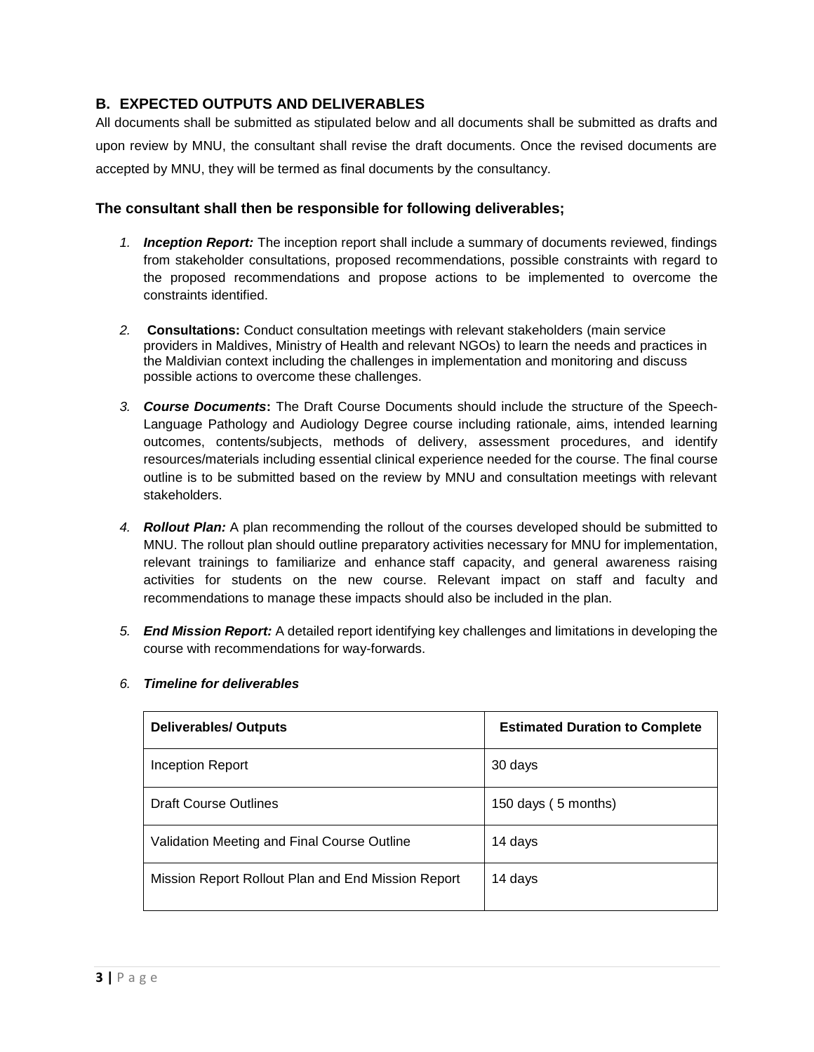## B. EXPECTED OUTPUTS AND DELIVERABLES

All documents shall be submitted as stipulated below and all documents shall be submitted as drafts and upon review by MNU, the consultant shall revise the draft documents. Once the revised documents are accepted by MNU, they will be termed as final documents by the consultancy.

### The consultant shall then be responsible for following deliverables;

1. ***Inception Report:*** The inception report shall include a summary of documents reviewed, findings from stakeholder consultations, proposed recommendations, possible constraints with regard to the proposed recommendations and propose actions to be implemented to overcome the constraints identified.

2. **Consultations:** Conduct consultation meetings with relevant stakeholders (main service providers in Maldives, Ministry of Health and relevant NGOs) to learn the needs and practices in the Maldivian context including the challenges in implementation and monitoring and discuss possible actions to overcome these challenges.

3. ***Course Documents*****:** The Draft Course Documents should include the structure of the Speech-Language Pathology and Audiology Degree course including rationale, aims, intended learning outcomes, contents/subjects, methods of delivery, assessment procedures, and identify resources/materials including essential clinical experience needed for the course. The final course outline is to be submitted based on the review by MNU and consultation meetings with relevant stakeholders.

4. ***Rollout Plan:*** A plan recommending the rollout of the courses developed should be submitted to MNU. The rollout plan should outline preparatory activities necessary for MNU for implementation, relevant trainings to familiarize and enhance staff capacity, and general awareness raising activities for students on the new course. Relevant impact on staff and faculty and recommendations to manage these impacts should also be included in the plan.

5. ***End Mission Report:*** A detailed report identifying key challenges and limitations in developing the course with recommendations for way-forwards.

6. ***Timeline for deliverables***

| **Deliverables/ Outputs** | **Estimated Duration to Complete** |
|---|---|
| Inception Report | 30 days |
| Draft Course Outlines | 150 days ( 5 months) |
| Validation Meeting and Final Course Outline | 14 days |
| Mission Report Rollout Plan and End Mission Report | 14 days |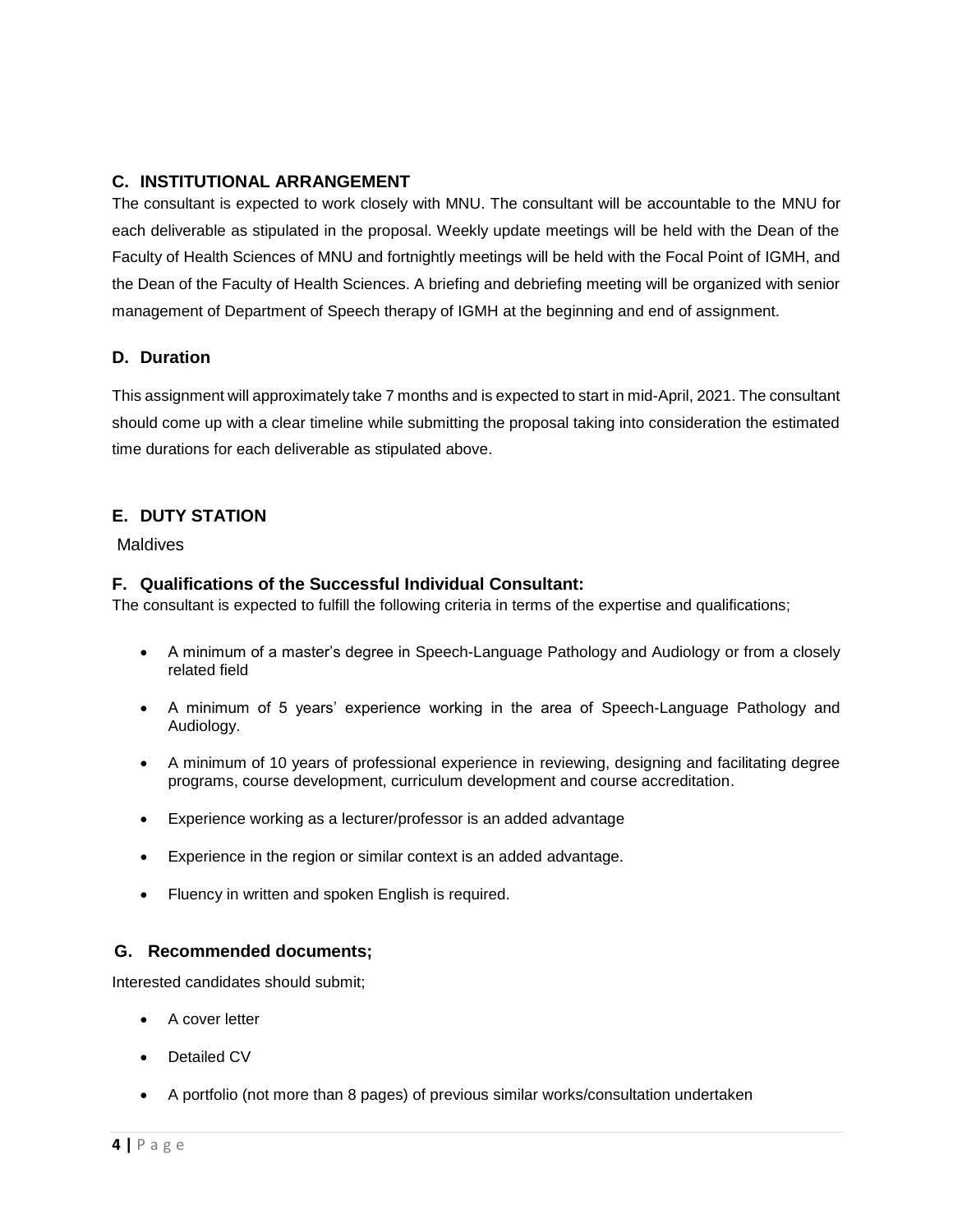## C. INSTITUTIONAL ARRANGEMENT

The consultant is expected to work closely with MNU. The consultant will be accountable to the MNU for each deliverable as stipulated in the proposal. Weekly update meetings will be held with the Dean of the Faculty of Health Sciences of MNU and fortnightly meetings will be held with the Focal Point of IGMH, and the Dean of the Faculty of Health Sciences. A briefing and debriefing meeting will be organized with senior management of Department of Speech therapy of IGMH at the beginning and end of assignment.

## D. Duration

This assignment will approximately take 7 months and is expected to start in mid-April, 2021. The consultant should come up with a clear timeline while submitting the proposal taking into consideration the estimated time durations for each deliverable as stipulated above.

## E. DUTY STATION

Maldives

## F. Qualifications of the Successful Individual Consultant:

The consultant is expected to fulfill the following criteria in terms of the expertise and qualifications;

- A minimum of a master's degree in Speech-Language Pathology and Audiology or from a closely related field
- A minimum of 5 years' experience working in the area of Speech-Language Pathology and Audiology.
- A minimum of 10 years of professional experience in reviewing, designing and facilitating degree programs, course development, curriculum development and course accreditation.
- Experience working as a lecturer/professor is an added advantage
- Experience in the region or similar context is an added advantage.
- Fluency in written and spoken English is required.

## G. Recommended documents;

Interested candidates should submit;

- A cover letter
- Detailed CV
- A portfolio (not more than 8 pages) of previous similar works/consultation undertaken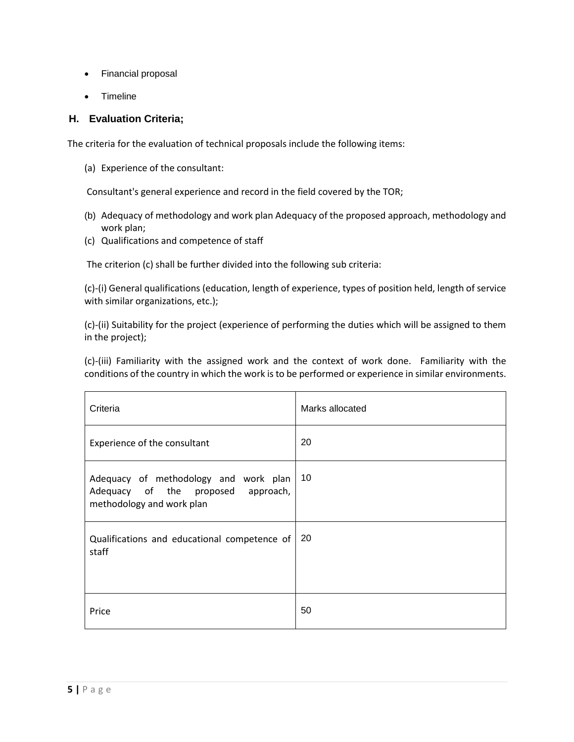- Financial proposal
- Timeline

### H. Evaluation Criteria;

The criteria for the evaluation of technical proposals include the following items:

(a) Experience of the consultant:

Consultant's general experience and record in the field covered by the TOR;

(b) Adequacy of methodology and work plan Adequacy of the proposed approach, methodology and work plan;

(c) Qualifications and competence of staff

The criterion (c) shall be further divided into the following sub criteria:

(c)-(i) General qualifications (education, length of experience, types of position held, length of service with similar organizations, etc.);

(c)-(ii) Suitability for the project (experience of performing the duties which will be assigned to them in the project);

(c)-(iii) Familiarity with the assigned work and the context of work done. Familiarity with the conditions of the country in which the work is to be performed or experience in similar environments.

| Criteria | Marks allocated |
|---|---|
| Experience of the consultant | 20 |
| Adequacy of methodology and work plan Adequacy of the proposed approach, methodology and work plan | 10 |
| Qualifications and educational competence of staff | 20 |
| Price | 50 |